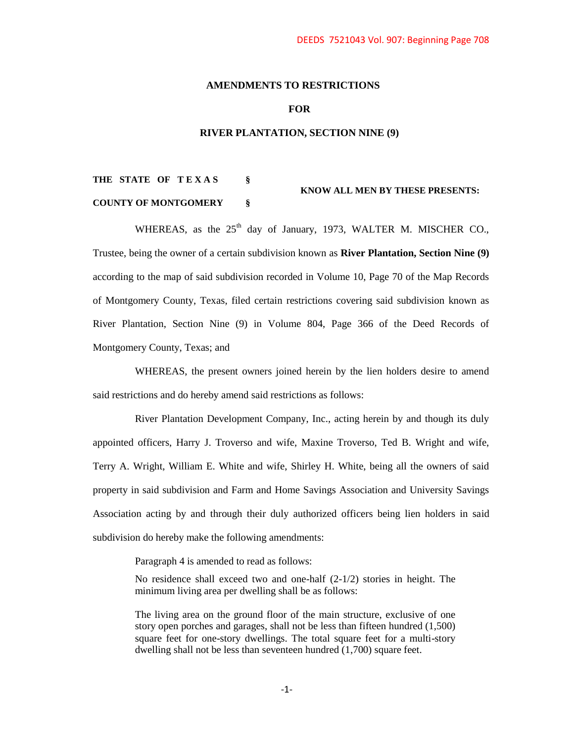DEEDS 7521043 Vol. 907: Beginning Page 708

**AMENDMENTS TO RESTRICTIONS**

**FOR**

**RIVER PLANTATION, SECTION NINE (9)**

**THE STATE OF TEXAS §**
**COUNTY OF MONTGOMERY §**

**KNOW ALL MEN BY THESE PRESENTS:**

WHEREAS, as the 25th day of January, 1973, WALTER M. MISCHER CO., Trustee, being the owner of a certain subdivision known as **River Plantation, Section Nine (9)** according to the map of said subdivision recorded in Volume 10, Page 70 of the Map Records of Montgomery County, Texas, filed certain restrictions covering said subdivision known as River Plantation, Section Nine (9) in Volume 804, Page 366 of the Deed Records of Montgomery County, Texas; and

WHEREAS, the present owners joined herein by the lien holders desire to amend said restrictions and do hereby amend said restrictions as follows:

River Plantation Development Company, Inc., acting herein by and though its duly appointed officers, Harry J. Troverso and wife, Maxine Troverso, Ted B. Wright and wife, Terry A. Wright, William E. White and wife, Shirley H. White, being all the owners of said property in said subdivision and Farm and Home Savings Association and University Savings Association acting by and through their duly authorized officers being lien holders in said subdivision do hereby make the following amendments:

> Paragraph 4 is amended to read as follows:
>
> No residence shall exceed two and one-half (2-1/2) stories in height. The minimum living area per dwelling shall be as follows:
>
> The living area on the ground floor of the main structure, exclusive of one story open porches and garages, shall not be less than fifteen hundred (1,500) square feet for one-story dwellings. The total square feet for a multi-story dwelling shall not be less than seventeen hundred (1,700) square feet.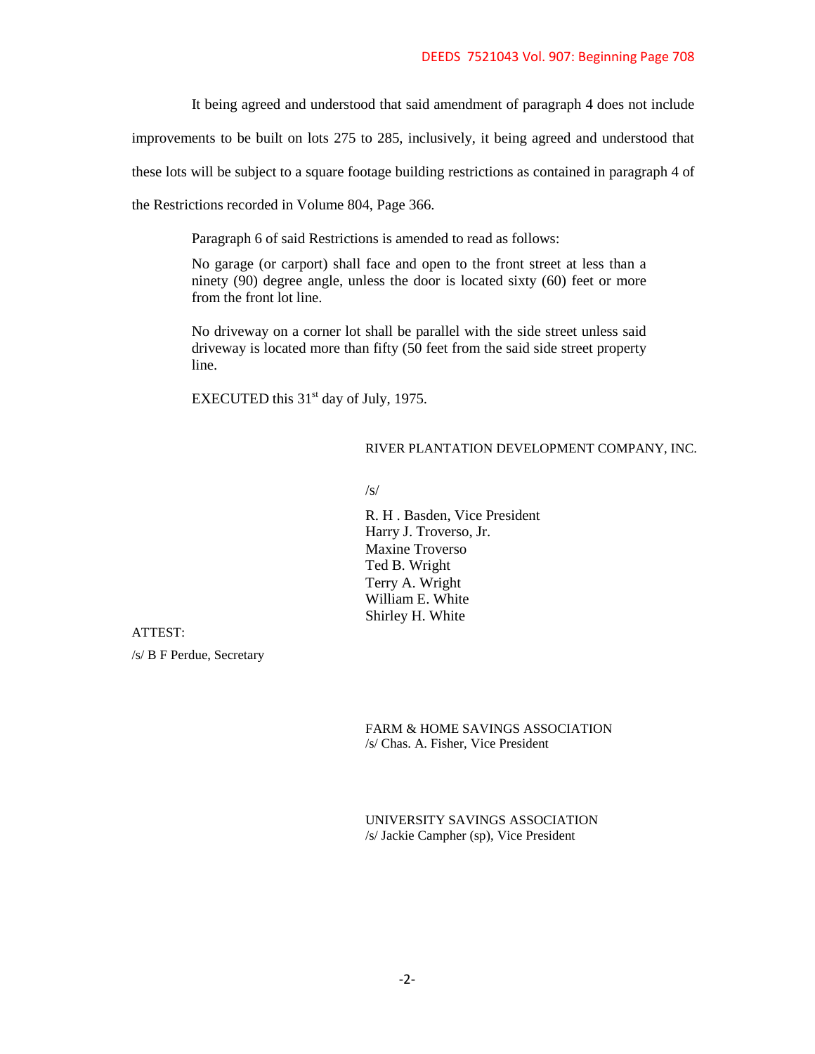It being agreed and understood that said amendment of paragraph 4 does not include improvements to be built on lots 275 to 285, inclusively, it being agreed and understood that these lots will be subject to a square footage building restrictions as contained in paragraph 4 of the Restrictions recorded in Volume 804, Page 366.

Paragraph 6 of said Restrictions is amended to read as follows:

> No garage (or carport) shall face and open to the front street at less than a ninety (90) degree angle, unless the door is located sixty (60) feet or more from the front lot line.
>
> No driveway on a corner lot shall be parallel with the side street unless said driveway is located more than fifty (50 feet from the said side street property line.

EXECUTED this 31st day of July, 1975.

RIVER PLANTATION DEVELOPMENT COMPANY, INC.

/s/

R. H . Basden, Vice President
Harry J. Troverso, Jr.
Maxine Troverso
Ted B. Wright
Terry A. Wright
William E. White
Shirley H. White

ATTEST:

/s/ B F Perdue, Secretary

FARM & HOME SAVINGS ASSOCIATION
/s/ Chas. A. Fisher, Vice President

UNIVERSITY SAVINGS ASSOCIATION
/s/ Jackie Campher (sp), Vice President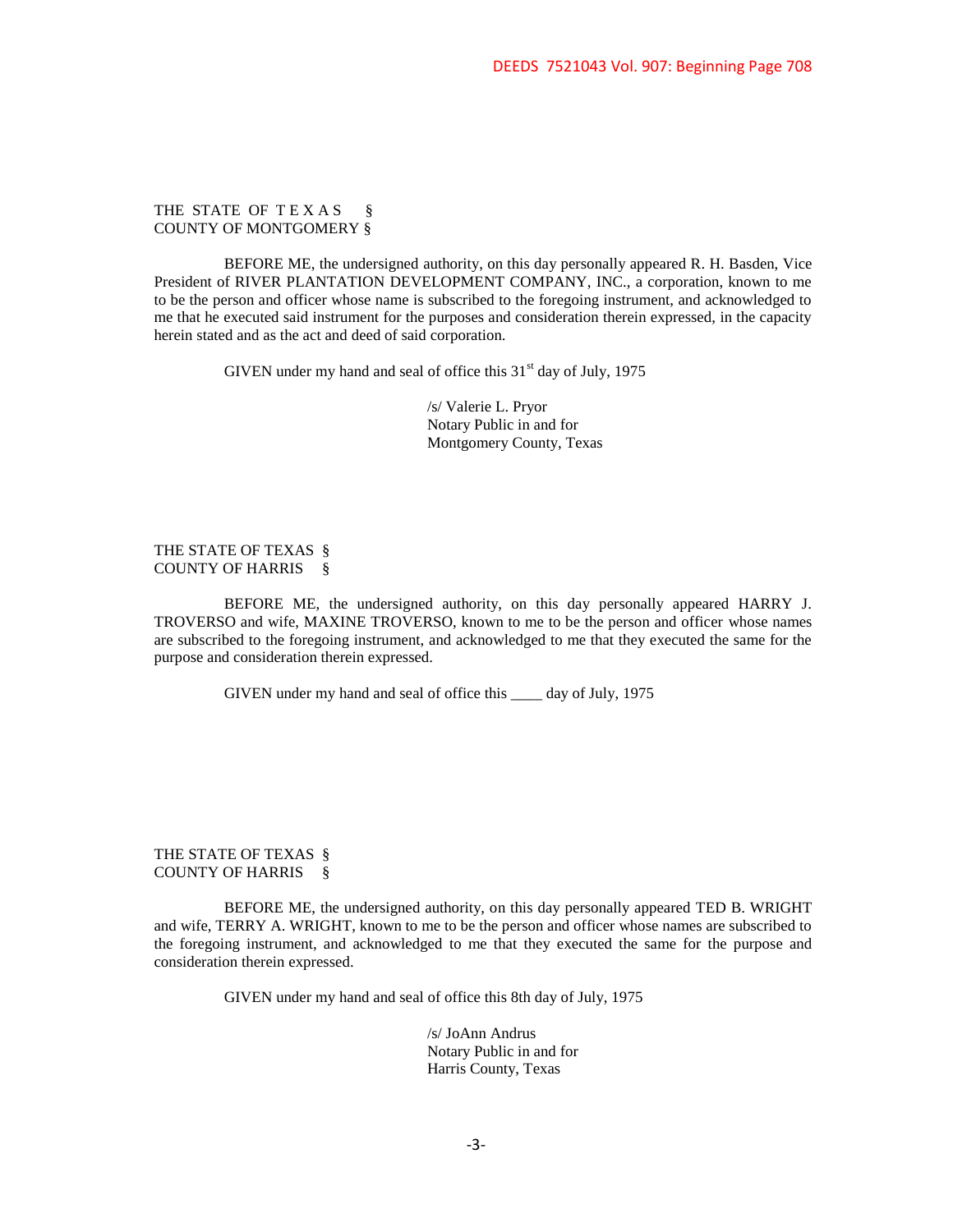DEEDS 7521043 Vol. 907: Beginning Page 708

THE STATE OF T E X A S §
COUNTY OF MONTGOMERY §

BEFORE ME, the undersigned authority, on this day personally appeared R. H. Basden, Vice President of RIVER PLANTATION DEVELOPMENT COMPANY, INC., a corporation, known to me to be the person and officer whose name is subscribed to the foregoing instrument, and acknowledged to me that he executed said instrument for the purposes and consideration therein expressed, in the capacity herein stated and as the act and deed of said corporation.

GIVEN under my hand and seal of office this 31st day of July, 1975

/s/ Valerie L. Pryor
Notary Public in and for
Montgomery County, Texas

THE STATE OF TEXAS §
COUNTY OF HARRIS §

BEFORE ME, the undersigned authority, on this day personally appeared HARRY J. TROVERSO and wife, MAXINE TROVERSO, known to me to be the person and officer whose names are subscribed to the foregoing instrument, and acknowledged to me that they executed the same for the purpose and consideration therein expressed.

GIVEN under my hand and seal of office this ____ day of July, 1975

THE STATE OF TEXAS §
COUNTY OF HARRIS §

BEFORE ME, the undersigned authority, on this day personally appeared TED B. WRIGHT and wife, TERRY A. WRIGHT, known to me to be the person and officer whose names are subscribed to the foregoing instrument, and acknowledged to me that they executed the same for the purpose and consideration therein expressed.

GIVEN under my hand and seal of office this 8th day of July, 1975

/s/ JoAnn Andrus
Notary Public in and for
Harris County, Texas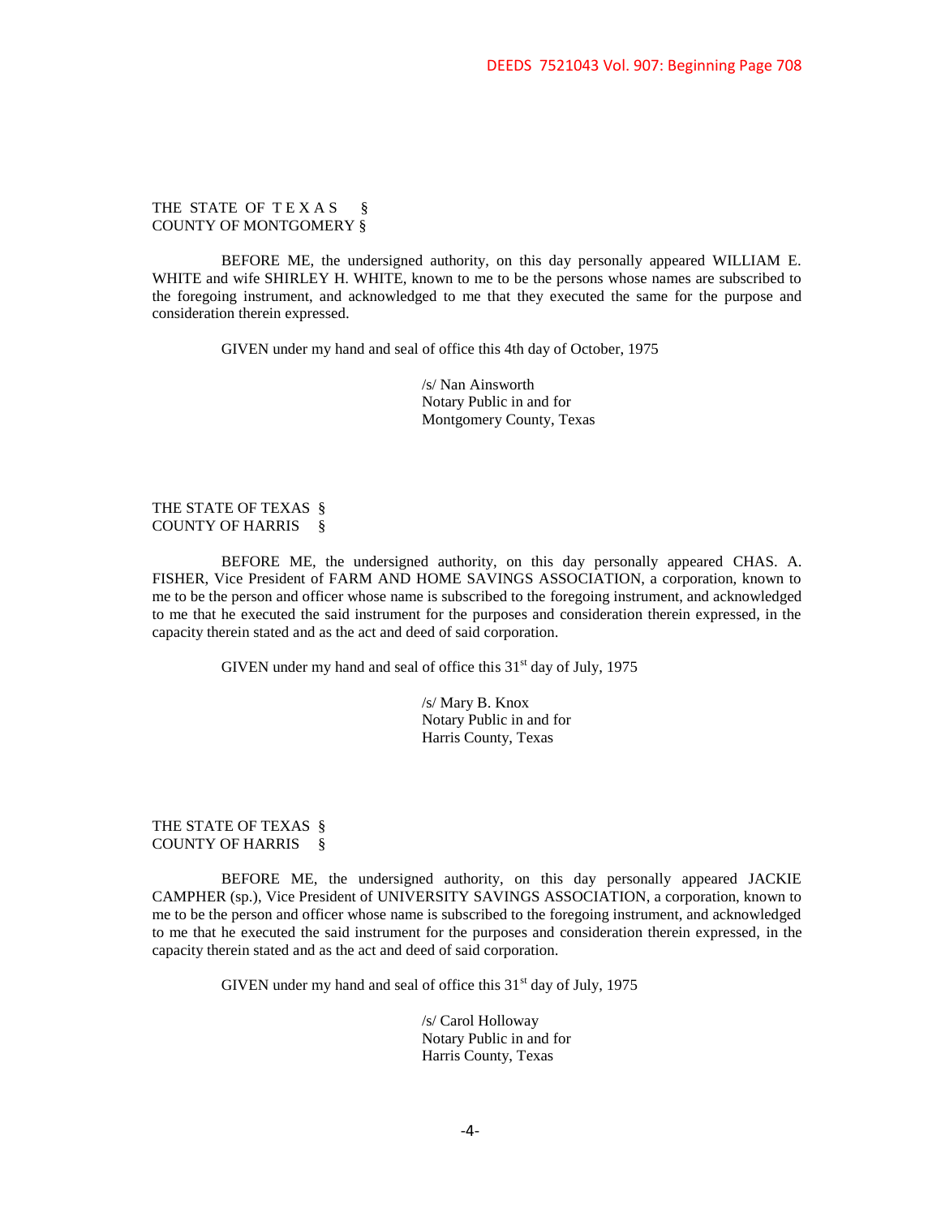DEEDS 7521043 Vol. 907: Beginning Page 708

THE STATE OF T E X A S §
COUNTY OF MONTGOMERY §

BEFORE ME, the undersigned authority, on this day personally appeared WILLIAM E. WHITE and wife SHIRLEY H. WHITE, known to me to be the persons whose names are subscribed to the foregoing instrument, and acknowledged to me that they executed the same for the purpose and consideration therein expressed.

GIVEN under my hand and seal of office this 4th day of October, 1975

/s/ Nan Ainsworth
Notary Public in and for
Montgomery County, Texas

THE STATE OF TEXAS §
COUNTY OF HARRIS §

BEFORE ME, the undersigned authority, on this day personally appeared CHAS. A. FISHER, Vice President of FARM AND HOME SAVINGS ASSOCIATION, a corporation, known to me to be the person and officer whose name is subscribed to the foregoing instrument, and acknowledged to me that he executed the said instrument for the purposes and consideration therein expressed, in the capacity therein stated and as the act and deed of said corporation.

GIVEN under my hand and seal of office this 31st day of July, 1975

/s/ Mary B. Knox
Notary Public in and for
Harris County, Texas

THE STATE OF TEXAS §
COUNTY OF HARRIS §

BEFORE ME, the undersigned authority, on this day personally appeared JACKIE CAMPHER (sp.), Vice President of UNIVERSITY SAVINGS ASSOCIATION, a corporation, known to me to be the person and officer whose name is subscribed to the foregoing instrument, and acknowledged to me that he executed the said instrument for the purposes and consideration therein expressed, in the capacity therein stated and as the act and deed of said corporation.

GIVEN under my hand and seal of office this 31st day of July, 1975

/s/ Carol Holloway
Notary Public in and for
Harris County, Texas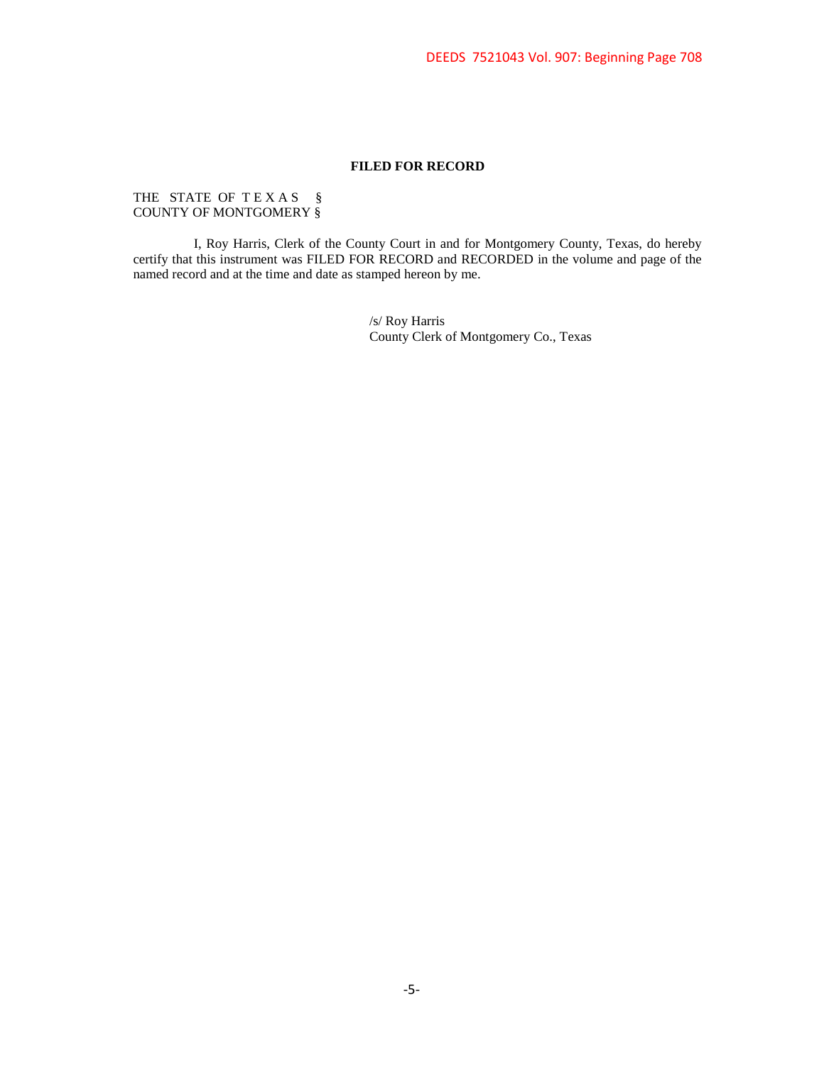DEEDS 7521043 Vol. 907: Beginning Page 708

**FILED FOR RECORD**

THE STATE OF T E X A S §
COUNTY OF MONTGOMERY §

I, Roy Harris, Clerk of the County Court in and for Montgomery County, Texas, do hereby certify that this instrument was FILED FOR RECORD and RECORDED in the volume and page of the named record and at the time and date as stamped hereon by me.

/s/ Roy Harris
County Clerk of Montgomery Co., Texas